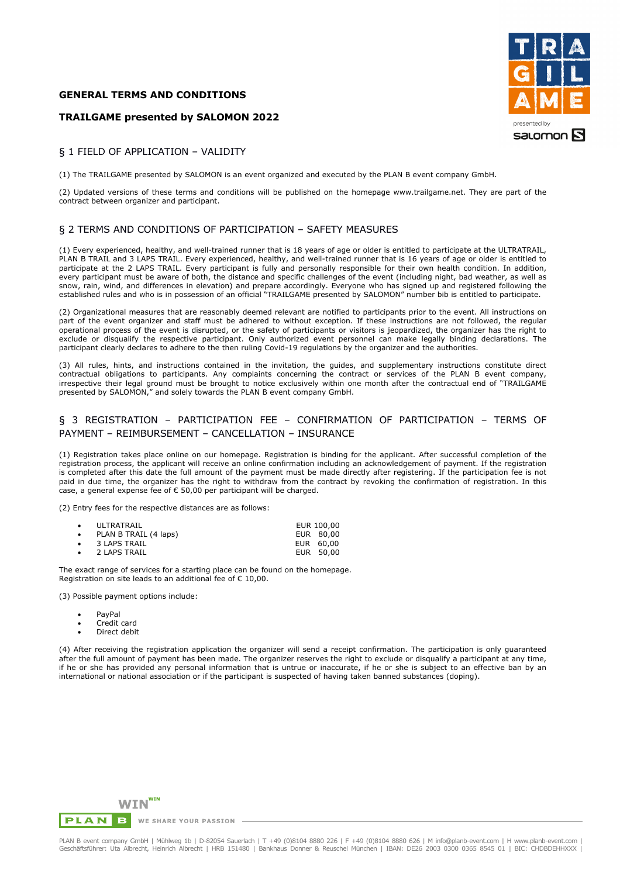## GENERAL TERMS AND CONDITIONS

## TRAILGAME presented by SALOMON 2022

### § 1 FIELD OF APPLICATION – VALIDITY

(1) The TRAILGAME presented by SALOMON is an event organized and executed by the PLAN B event company GmbH.

(2) Updated versions of these terms and conditions will be published on the homepage www.trailgame.net. They are part of the contract between organizer and participant.

### § 2 TERMS AND CONDITIONS OF PARTICIPATION – SAFETY MEASURES

(1) Every experienced, healthy, and well-trained runner that is 18 years of age or older is entitled to participate at the ULTRATRAIL, PLAN B TRAIL and 3 LAPS TRAIL. Every experienced, healthy, and well-trained runner that is 16 years of age or older is entitled to participate at the 2 LAPS TRAIL. Every participant is fully and personally responsible for their own health condition. In addition, every participant must be aware of both, the distance and specific challenges of the event (including night, bad weather, as well as snow, rain, wind, and differences in elevation) and prepare accordingly. Everyone who has signed up and registered following the established rules and who is in possession of an official "TRAILGAME presented by SALOMON" number bib is entitled to participate.

(2) Organizational measures that are reasonably deemed relevant are notified to participants prior to the event. All instructions on part of the event organizer and staff must be adhered to without exception. If these instructions are not followed, the regular operational process of the event is disrupted, or the safety of participants or visitors is jeopardized, the organizer has the right to exclude or disqualify the respective participant. Only authorized event personnel can make legally binding declarations. The participant clearly declares to adhere to the then ruling Covid-19 regulations by the organizer and the authorities.

(3) All rules, hints, and instructions contained in the invitation, the guides, and supplementary instructions constitute direct contractual obligations to participants. Any complaints concerning the contract or services of the PLAN B event company, irrespective their legal ground must be brought to notice exclusively within one month after the contractual end of "TRAILGAME presented by SALOMON," and solely towards the PLAN B event company GmbH.

### § 3 REGISTRATION – PARTICIPATION FEE – CONFIRMATION OF PARTICIPATION – TERMS OF PAYMENT – REIMBURSEMENT – CANCELLATION – INSURANCE

(1) Registration takes place online on our homepage. Registration is binding for the applicant. After successful completion of the registration process, the applicant will receive an online confirmation including an acknowledgement of payment. If the registration is completed after this date the full amount of the payment must be made directly after registering. If the participation fee is not paid in due time, the organizer has the right to withdraw from the contract by revoking the confirmation of registration. In this case, a general expense fee of € 50,00 per participant will be charged.

(2) Entry fees for the respective distances are as follows:

- ULTRATRAIL — EUR 100,00
- PLAN B TRAIL (4 laps) — EUR 80,00
- 3 LAPS TRAIL — EUR 60,00
- 2 LAPS TRAIL — EUR 50,00

The exact range of services for a starting place can be found on the homepage.
Registration on site leads to an additional fee of € 10,00.

(3) Possible payment options include:

- PayPal
- Credit card
- Direct debit

(4) After receiving the registration application the organizer will send a receipt confirmation. The participation is only guaranteed after the full amount of payment has been made. The organizer reserves the right to exclude or disqualify a participant at any time, if he or she has provided any personal information that is untrue or inaccurate, if he or she is subject to an effective ban by an international or national association or if the participant is suspected of having taken banned substances (doping).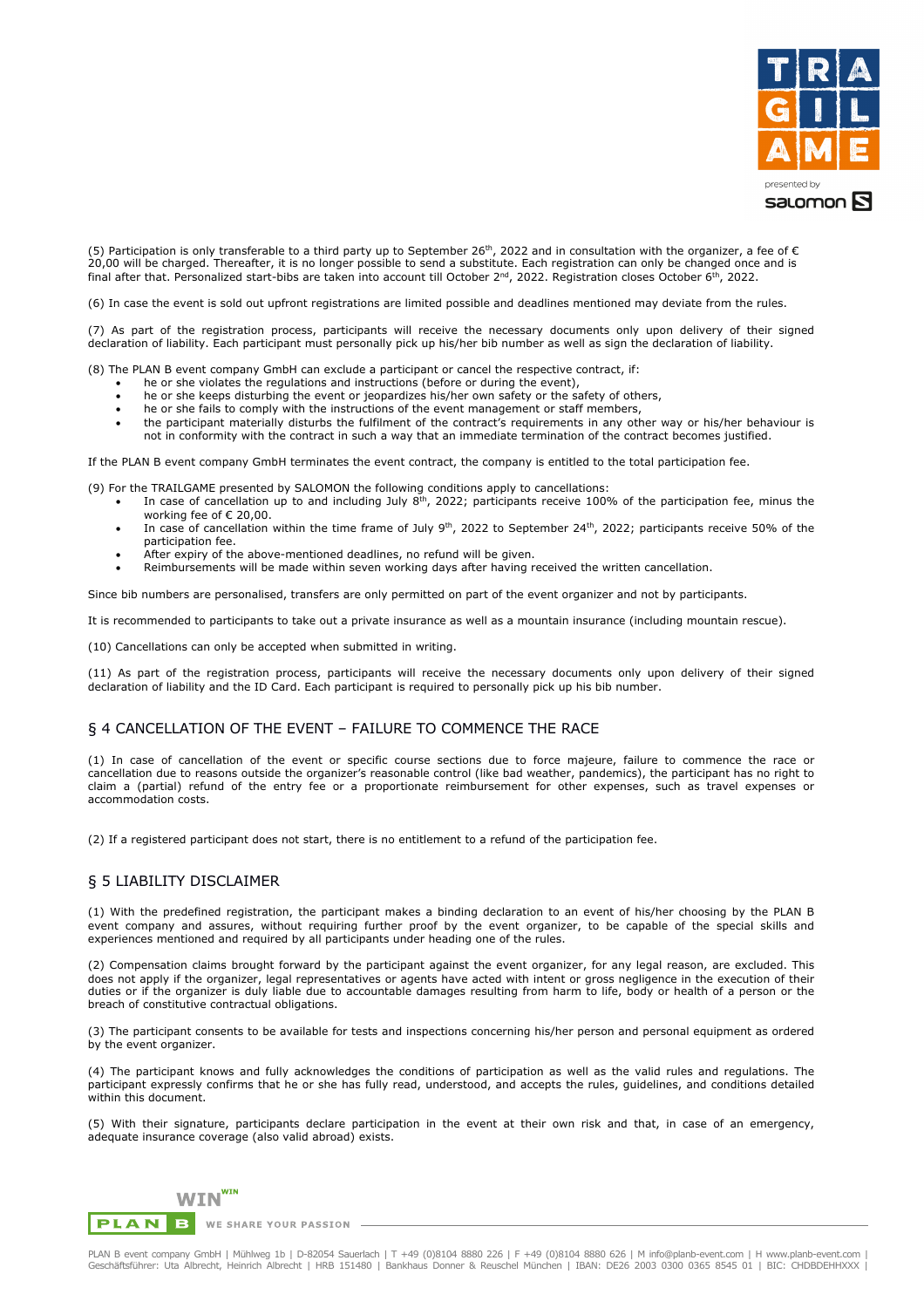(5) Participation is only transferable to a third party up to September 26th, 2022 and in consultation with the organizer, a fee of € 20,00 will be charged. Thereafter, it is no longer possible to send a substitute. Each registration can only be changed once and is final after that. Personalized start-bibs are taken into account till October 2nd, 2022. Registration closes October 6th, 2022.

(6) In case the event is sold out upfront registrations are limited possible and deadlines mentioned may deviate from the rules.

(7) As part of the registration process, participants will receive the necessary documents only upon delivery of their signed declaration of liability. Each participant must personally pick up his/her bib number as well as sign the declaration of liability.

(8) The PLAN B event company GmbH can exclude a participant or cancel the respective contract, if:

- he or she violates the regulations and instructions (before or during the event),
- he or she keeps disturbing the event or jeopardizes his/her own safety or the safety of others,
- he or she fails to comply with the instructions of the event management or staff members,
- the participant materially disturbs the fulfilment of the contract's requirements in any other way or his/her behaviour is not in conformity with the contract in such a way that an immediate termination of the contract becomes justified.

If the PLAN B event company GmbH terminates the event contract, the company is entitled to the total participation fee.

(9) For the TRAILGAME presented by SALOMON the following conditions apply to cancellations:

- In case of cancellation up to and including July 8th, 2022; participants receive 100% of the participation fee, minus the working fee of € 20,00.
- In case of cancellation within the time frame of July 9th, 2022 to September 24th, 2022; participants receive 50% of the participation fee.
- After expiry of the above-mentioned deadlines, no refund will be given.
- Reimbursements will be made within seven working days after having received the written cancellation.

Since bib numbers are personalised, transfers are only permitted on part of the event organizer and not by participants.

It is recommended to participants to take out a private insurance as well as a mountain insurance (including mountain rescue).

(10) Cancellations can only be accepted when submitted in writing.

(11) As part of the registration process, participants will receive the necessary documents only upon delivery of their signed declaration of liability and the ID Card. Each participant is required to personally pick up his bib number.

## § 4 CANCELLATION OF THE EVENT – FAILURE TO COMMENCE THE RACE

(1) In case of cancellation of the event or specific course sections due to force majeure, failure to commence the race or cancellation due to reasons outside the organizer's reasonable control (like bad weather, pandemics), the participant has no right to claim a (partial) refund of the entry fee or a proportionate reimbursement for other expenses, such as travel expenses or accommodation costs.

(2) If a registered participant does not start, there is no entitlement to a refund of the participation fee.

## § 5 LIABILITY DISCLAIMER

(1) With the predefined registration, the participant makes a binding declaration to an event of his/her choosing by the PLAN B event company and assures, without requiring further proof by the event organizer, to be capable of the special skills and experiences mentioned and required by all participants under heading one of the rules.

(2) Compensation claims brought forward by the participant against the event organizer, for any legal reason, are excluded. This does not apply if the organizer, legal representatives or agents have acted with intent or gross negligence in the execution of their duties or if the organizer is duly liable due to accountable damages resulting from harm to life, body or health of a person or the breach of constitutive contractual obligations.

(3) The participant consents to be available for tests and inspections concerning his/her person and personal equipment as ordered by the event organizer.

(4) The participant knows and fully acknowledges the conditions of participation as well as the valid rules and regulations. The participant expressly confirms that he or she has fully read, understood, and accepts the rules, guidelines, and conditions detailed within this document.

(5) With their signature, participants declare participation in the event at their own risk and that, in case of an emergency, adequate insurance coverage (also valid abroad) exists.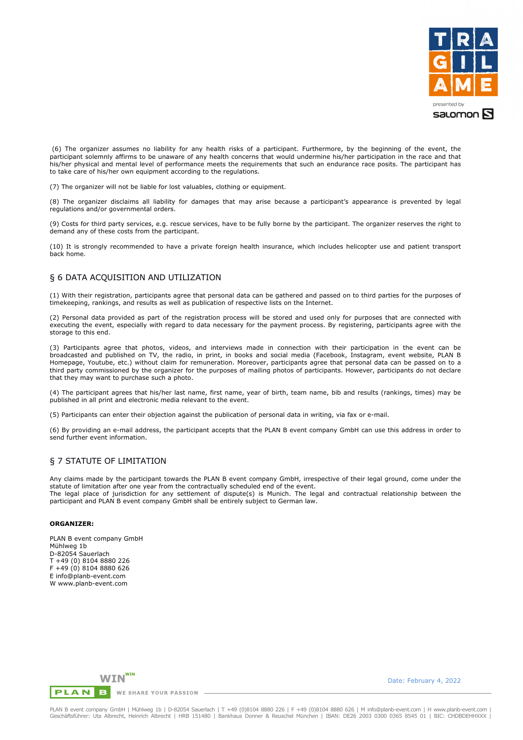(6) The organizer assumes no liability for any health risks of a participant. Furthermore, by the beginning of the event, the participant solemnly affirms to be unaware of any health concerns that would undermine his/her participation in the race and that his/her physical and mental level of performance meets the requirements that such an endurance race posits. The participant has to take care of his/her own equipment according to the regulations.

(7) The organizer will not be liable for lost valuables, clothing or equipment.

(8) The organizer disclaims all liability for damages that may arise because a participant's appearance is prevented by legal regulations and/or governmental orders.

(9) Costs for third party services, e.g. rescue services, have to be fully borne by the participant. The organizer reserves the right to demand any of these costs from the participant.

(10) It is strongly recommended to have a private foreign health insurance, which includes helicopter use and patient transport back home.

## § 6 DATA ACQUISITION AND UTILIZATION

(1) With their registration, participants agree that personal data can be gathered and passed on to third parties for the purposes of timekeeping, rankings, and results as well as publication of respective lists on the Internet.

(2) Personal data provided as part of the registration process will be stored and used only for purposes that are connected with executing the event, especially with regard to data necessary for the payment process. By registering, participants agree with the storage to this end.

(3) Participants agree that photos, videos, and interviews made in connection with their participation in the event can be broadcasted and published on TV, the radio, in print, in books and social media (Facebook, Instagram, event website, PLAN B Homepage, Youtube, etc.) without claim for remuneration. Moreover, participants agree that personal data can be passed on to a third party commissioned by the organizer for the purposes of mailing photos of participants. However, participants do not declare that they may want to purchase such a photo.

(4) The participant agrees that his/her last name, first name, year of birth, team name, bib and results (rankings, times) may be published in all print and electronic media relevant to the event.

(5) Participants can enter their objection against the publication of personal data in writing, via fax or e-mail.

(6) By providing an e-mail address, the participant accepts that the PLAN B event company GmbH can use this address in order to send further event information.

## § 7 STATUTE OF LIMITATION

Any claims made by the participant towards the PLAN B event company GmbH, irrespective of their legal ground, come under the statute of limitation after one year from the contractually scheduled end of the event.
The legal place of jurisdiction for any settlement of dispute(s) is Munich. The legal and contractual relationship between the participant and PLAN B event company GmbH shall be entirely subject to German law.

**ORGANIZER:**

PLAN B event company GmbH
Mühlweg 1b
D-82054 Sauerlach
T +49 (0) 8104 8880 226
F +49 (0) 8104 8880 626
E info@planb-event.com
W www.planb-event.com

Date: February 4, 2022